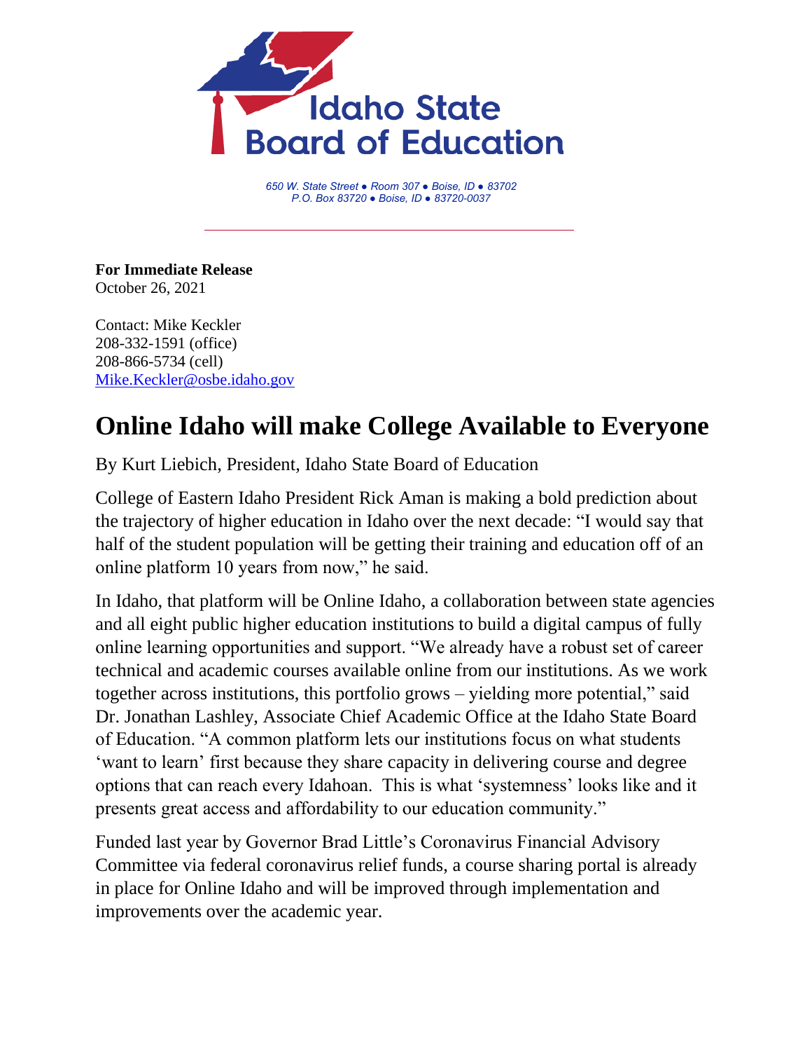Idaho State Board of Education

*650 W. State Street ● Room 307 ● Boise, ID ● 83702*
*P.O. Box 83720 ● Boise, ID ● 83720-0037*

**For Immediate Release**
October 26, 2021

Contact: Mike Keckler
208-332-1591 (office)
208-866-5734 (cell)
Mike.Keckler@osbe.idaho.gov

# Online Idaho will make College Available to Everyone

By Kurt Liebich, President, Idaho State Board of Education

College of Eastern Idaho President Rick Aman is making a bold prediction about the trajectory of higher education in Idaho over the next decade: "I would say that half of the student population will be getting their training and education off of an online platform 10 years from now," he said.

In Idaho, that platform will be Online Idaho, a collaboration between state agencies and all eight public higher education institutions to build a digital campus of fully online learning opportunities and support. "We already have a robust set of career technical and academic courses available online from our institutions. As we work together across institutions, this portfolio grows – yielding more potential," said Dr. Jonathan Lashley, Associate Chief Academic Office at the Idaho State Board of Education. "A common platform lets our institutions focus on what students 'want to learn' first because they share capacity in delivering course and degree options that can reach every Idahoan. This is what 'systemness' looks like and it presents great access and affordability to our education community."

Funded last year by Governor Brad Little's Coronavirus Financial Advisory Committee via federal coronavirus relief funds, a course sharing portal is already in place for Online Idaho and will be improved through implementation and improvements over the academic year.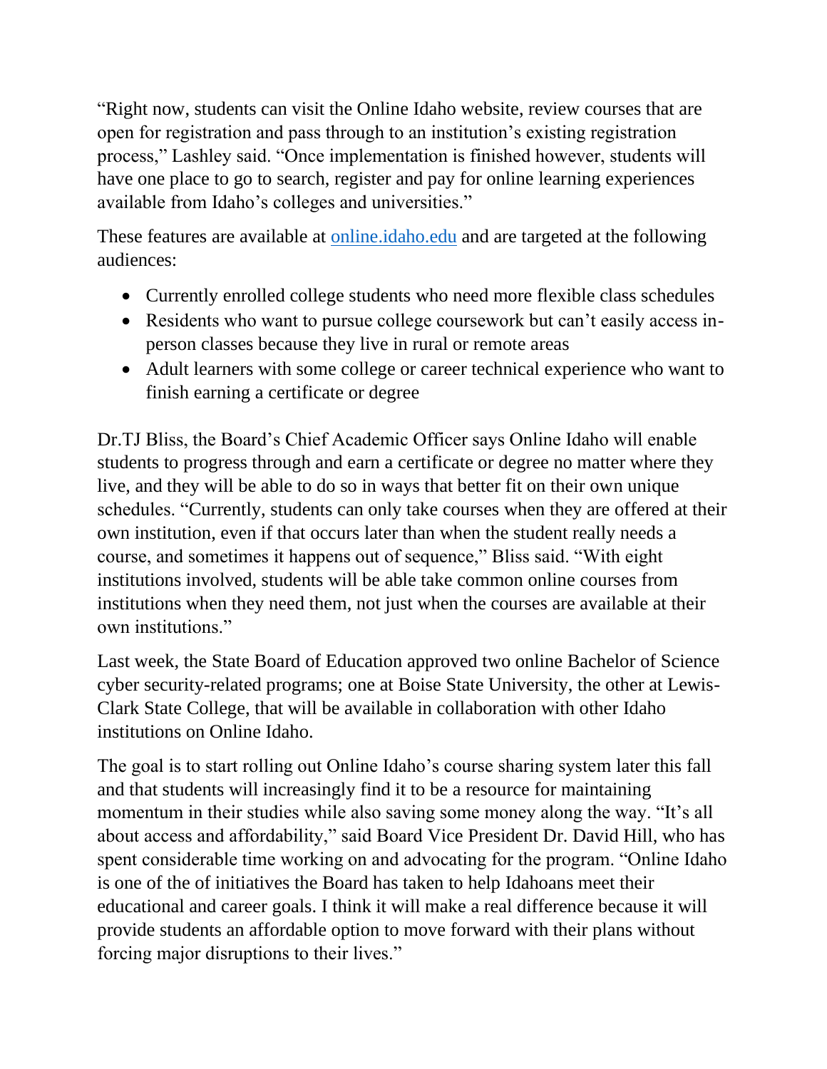"Right now, students can visit the Online Idaho website, review courses that are open for registration and pass through to an institution's existing registration process," Lashley said. "Once implementation is finished however, students will have one place to go to search, register and pay for online learning experiences available from Idaho's colleges and universities."

These features are available at [online.idaho.edu](online.idaho.edu) and are targeted at the following audiences:

- Currently enrolled college students who need more flexible class schedules
- Residents who want to pursue college coursework but can't easily access in-person classes because they live in rural or remote areas
- Adult learners with some college or career technical experience who want to finish earning a certificate or degree

Dr.TJ Bliss, the Board's Chief Academic Officer says Online Idaho will enable students to progress through and earn a certificate or degree no matter where they live, and they will be able to do so in ways that better fit on their own unique schedules. "Currently, students can only take courses when they are offered at their own institution, even if that occurs later than when the student really needs a course, and sometimes it happens out of sequence," Bliss said. "With eight institutions involved, students will be able take common online courses from institutions when they need them, not just when the courses are available at their own institutions."

Last week, the State Board of Education approved two online Bachelor of Science cyber security-related programs; one at Boise State University, the other at Lewis-Clark State College, that will be available in collaboration with other Idaho institutions on Online Idaho.

The goal is to start rolling out Online Idaho's course sharing system later this fall and that students will increasingly find it to be a resource for maintaining momentum in their studies while also saving some money along the way. "It's all about access and affordability," said Board Vice President Dr. David Hill, who has spent considerable time working on and advocating for the program. "Online Idaho is one of the of initiatives the Board has taken to help Idahoans meet their educational and career goals. I think it will make a real difference because it will provide students an affordable option to move forward with their plans without forcing major disruptions to their lives."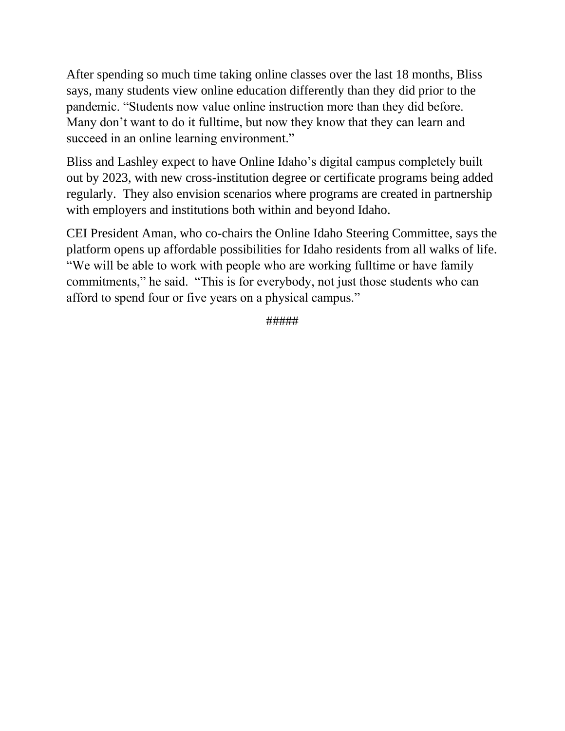After spending so much time taking online classes over the last 18 months, Bliss says, many students view online education differently than they did prior to the pandemic. "Students now value online instruction more than they did before. Many don't want to do it fulltime, but now they know that they can learn and succeed in an online learning environment."

Bliss and Lashley expect to have Online Idaho's digital campus completely built out by 2023, with new cross-institution degree or certificate programs being added regularly. They also envision scenarios where programs are created in partnership with employers and institutions both within and beyond Idaho.

CEI President Aman, who co-chairs the Online Idaho Steering Committee, says the platform opens up affordable possibilities for Idaho residents from all walks of life. "We will be able to work with people who are working fulltime or have family commitments," he said. "This is for everybody, not just those students who can afford to spend four or five years on a physical campus."

#####